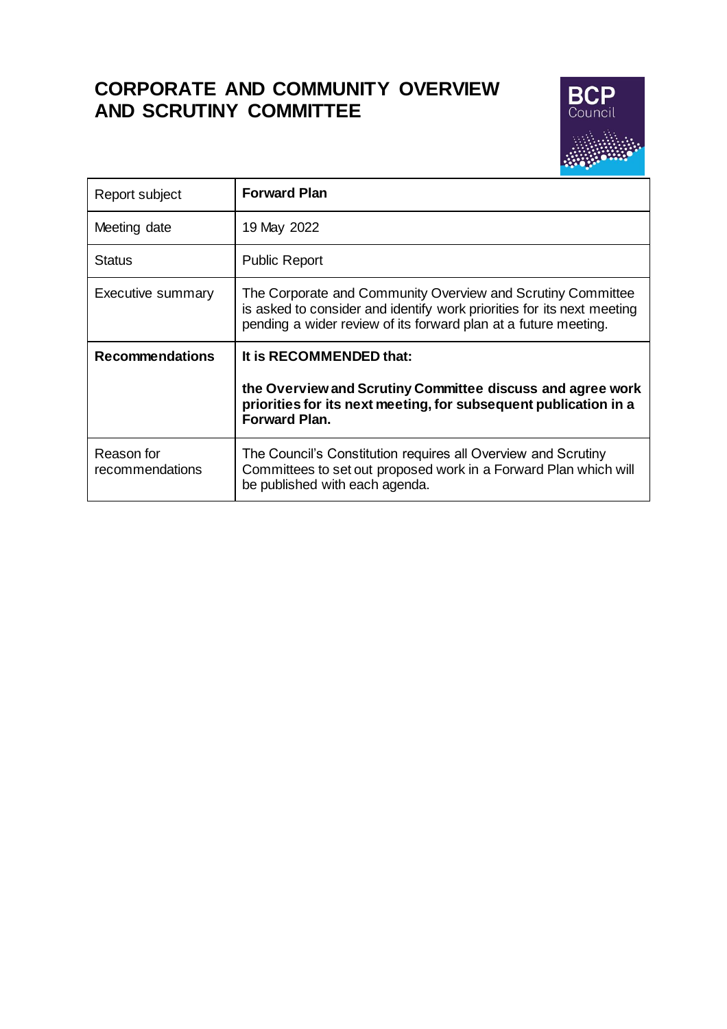# CORPORATE AND COMMUNITY OVERVIEW AND SCRUTINY COMMITTEE

| Report subject | **Forward Plan** |
| --- | --- |
| Meeting date | 19 May 2022 |
| Status | Public Report |
| Executive summary | The Corporate and Community Overview and Scrutiny Committee is asked to consider and identify work priorities for its next meeting pending a wider review of its forward plan at a future meeting. |
| **Recommendations** | **It is RECOMMENDED that:** **the Overview and Scrutiny Committee discuss and agree work priorities for its next meeting, for subsequent publication in a Forward Plan.** |
| Reason for recommendations | The Council's Constitution requires all Overview and Scrutiny Committees to set out proposed work in a Forward Plan which will be published with each agenda. |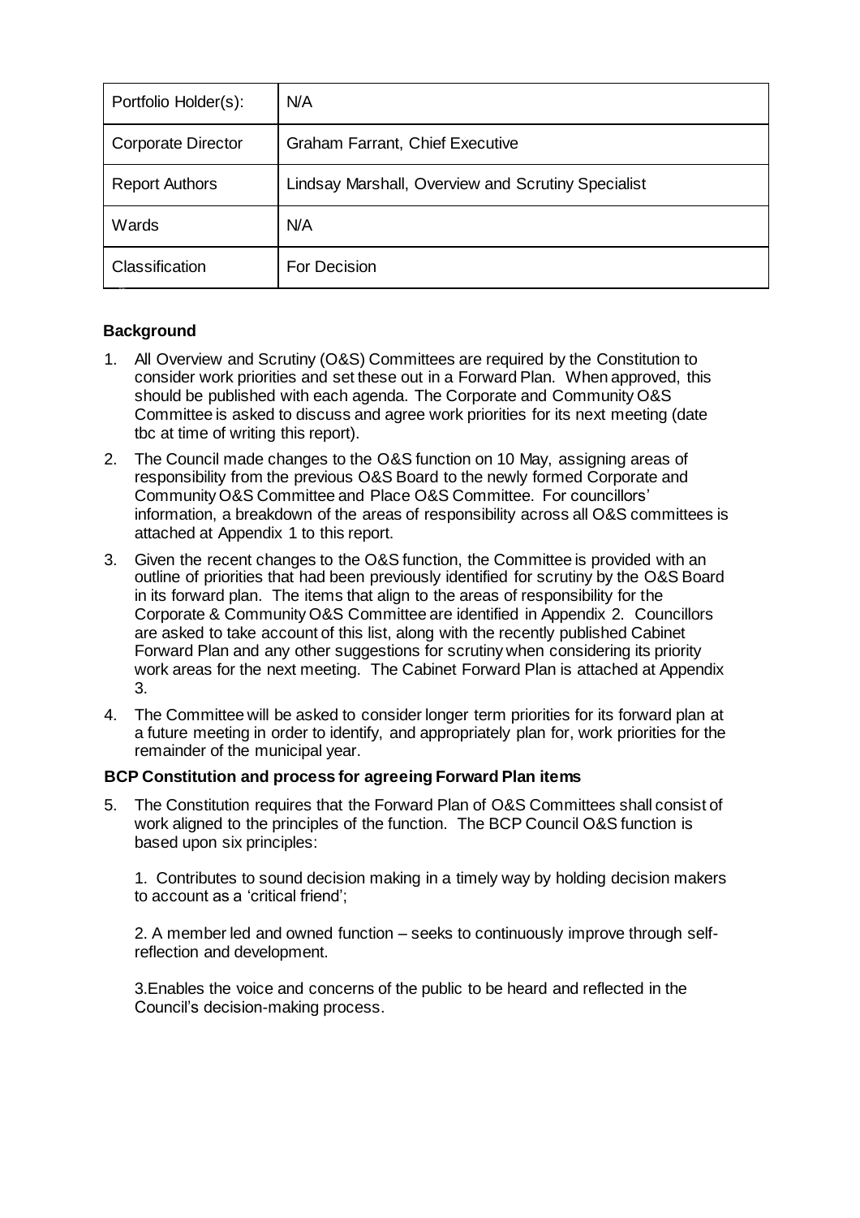| Portfolio Holder(s): | N/A |
|---|---|
| Corporate Director | Graham Farrant, Chief Executive |
| Report Authors | Lindsay Marshall, Overview and Scrutiny Specialist |
| Wards | N/A |
| Classification | For Decision |

## Background

1. All Overview and Scrutiny (O&S) Committees are required by the Constitution to consider work priorities and set these out in a Forward Plan. When approved, this should be published with each agenda. The Corporate and Community O&S Committee is asked to discuss and agree work priorities for its next meeting (date tbc at time of writing this report).
2. The Council made changes to the O&S function on 10 May, assigning areas of responsibility from the previous O&S Board to the newly formed Corporate and Community O&S Committee and Place O&S Committee. For councillors' information, a breakdown of the areas of responsibility across all O&S committees is attached at Appendix 1 to this report.
3. Given the recent changes to the O&S function, the Committee is provided with an outline of priorities that had been previously identified for scrutiny by the O&S Board in its forward plan. The items that align to the areas of responsibility for the Corporate & Community O&S Committee are identified in Appendix 2. Councillors are asked to take account of this list, along with the recently published Cabinet Forward Plan and any other suggestions for scrutiny when considering its priority work areas for the next meeting. The Cabinet Forward Plan is attached at Appendix 3.
4. The Committee will be asked to consider longer term priorities for its forward plan at a future meeting in order to identify, and appropriately plan for, work priorities for the remainder of the municipal year.

## BCP Constitution and process for agreeing Forward Plan items

5. The Constitution requires that the Forward Plan of O&S Committees shall consist of work aligned to the principles of the function. The BCP Council O&S function is based upon six principles:

   1. Contributes to sound decision making in a timely way by holding decision makers to account as a 'critical friend';

   2. A member led and owned function – seeks to continuously improve through self-reflection and development.

   3. Enables the voice and concerns of the public to be heard and reflected in the Council's decision-making process.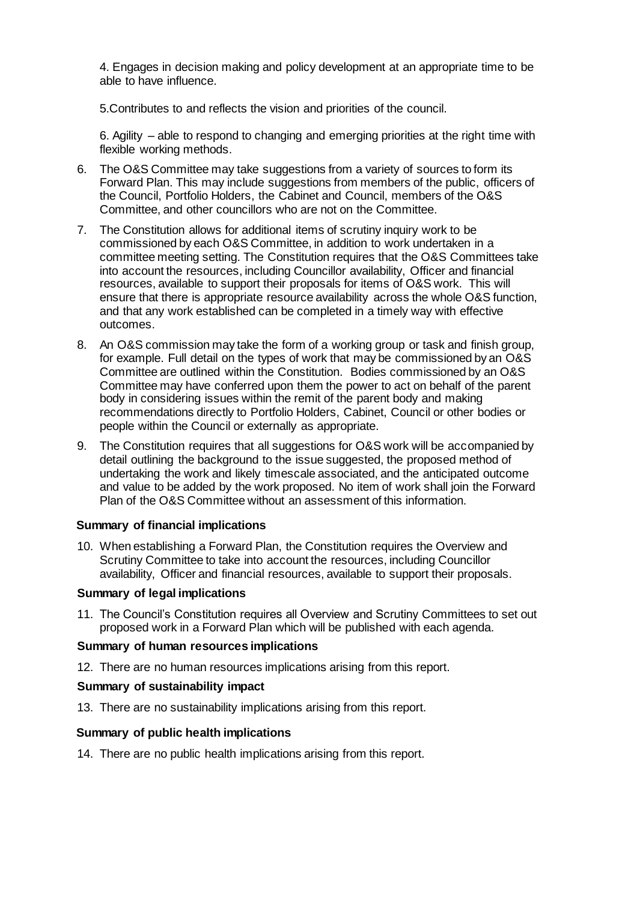4. Engages in decision making and policy development at an appropriate time to be able to have influence.

5.Contributes to and reflects the vision and priorities of the council.

6. Agility – able to respond to changing and emerging priorities at the right time with flexible working methods.

6. The O&S Committee may take suggestions from a variety of sources to form its Forward Plan. This may include suggestions from members of the public, officers of the Council, Portfolio Holders, the Cabinet and Council, members of the O&S Committee, and other councillors who are not on the Committee.

7. The Constitution allows for additional items of scrutiny inquiry work to be commissioned by each O&S Committee, in addition to work undertaken in a committee meeting setting. The Constitution requires that the O&S Committees take into account the resources, including Councillor availability, Officer and financial resources, available to support their proposals for items of O&S work. This will ensure that there is appropriate resource availability across the whole O&S function, and that any work established can be completed in a timely way with effective outcomes.

8. An O&S commission may take the form of a working group or task and finish group, for example. Full detail on the types of work that may be commissioned by an O&S Committee are outlined within the Constitution. Bodies commissioned by an O&S Committee may have conferred upon them the power to act on behalf of the parent body in considering issues within the remit of the parent body and making recommendations directly to Portfolio Holders, Cabinet, Council or other bodies or people within the Council or externally as appropriate.

9. The Constitution requires that all suggestions for O&S work will be accompanied by detail outlining the background to the issue suggested, the proposed method of undertaking the work and likely timescale associated, and the anticipated outcome and value to be added by the work proposed. No item of work shall join the Forward Plan of the O&S Committee without an assessment of this information.

**Summary of financial implications**

10. When establishing a Forward Plan, the Constitution requires the Overview and Scrutiny Committee to take into account the resources, including Councillor availability, Officer and financial resources, available to support their proposals.

**Summary of legal implications**

11. The Council's Constitution requires all Overview and Scrutiny Committees to set out proposed work in a Forward Plan which will be published with each agenda.

**Summary of human resources implications**

12. There are no human resources implications arising from this report.

**Summary of sustainability impact**

13. There are no sustainability implications arising from this report.

**Summary of public health implications**

14. There are no public health implications arising from this report.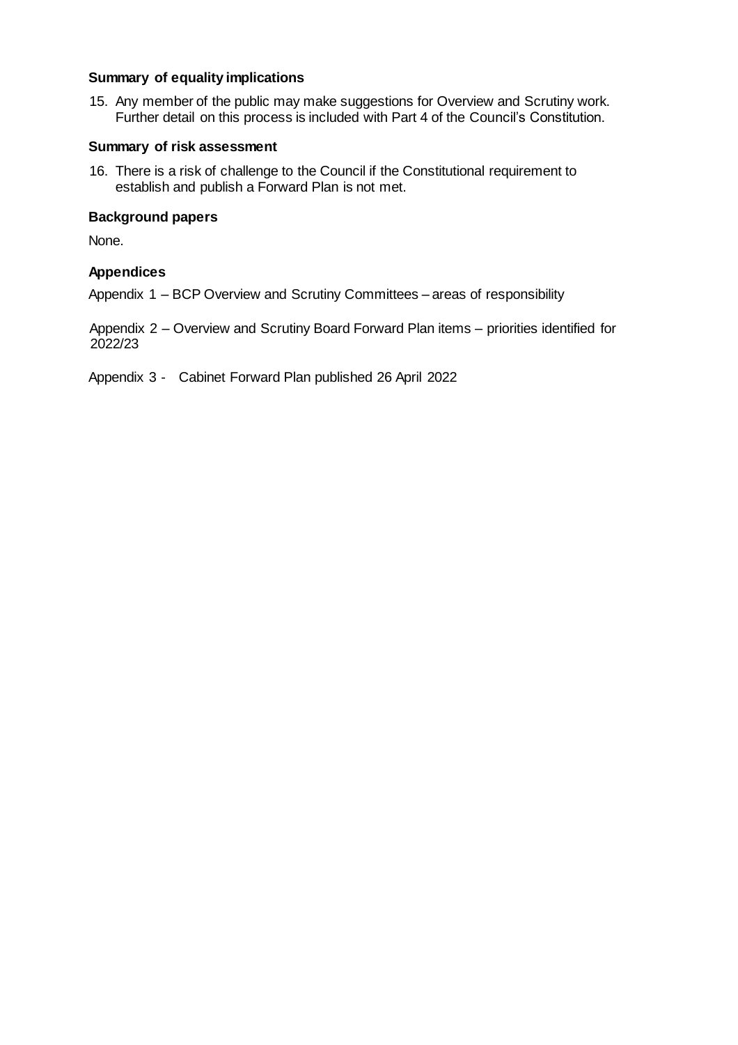### Summary of equality implications

15. Any member of the public may make suggestions for Overview and Scrutiny work. Further detail on this process is included with Part 4 of the Council's Constitution.

### Summary of risk assessment

16. There is a risk of challenge to the Council if the Constitutional requirement to establish and publish a Forward Plan is not met.

### Background papers

None.

### Appendices

Appendix 1 – BCP Overview and Scrutiny Committees – areas of responsibility

Appendix 2 – Overview and Scrutiny Board Forward Plan items – priorities identified for 2022/23

Appendix 3 - Cabinet Forward Plan published 26 April 2022